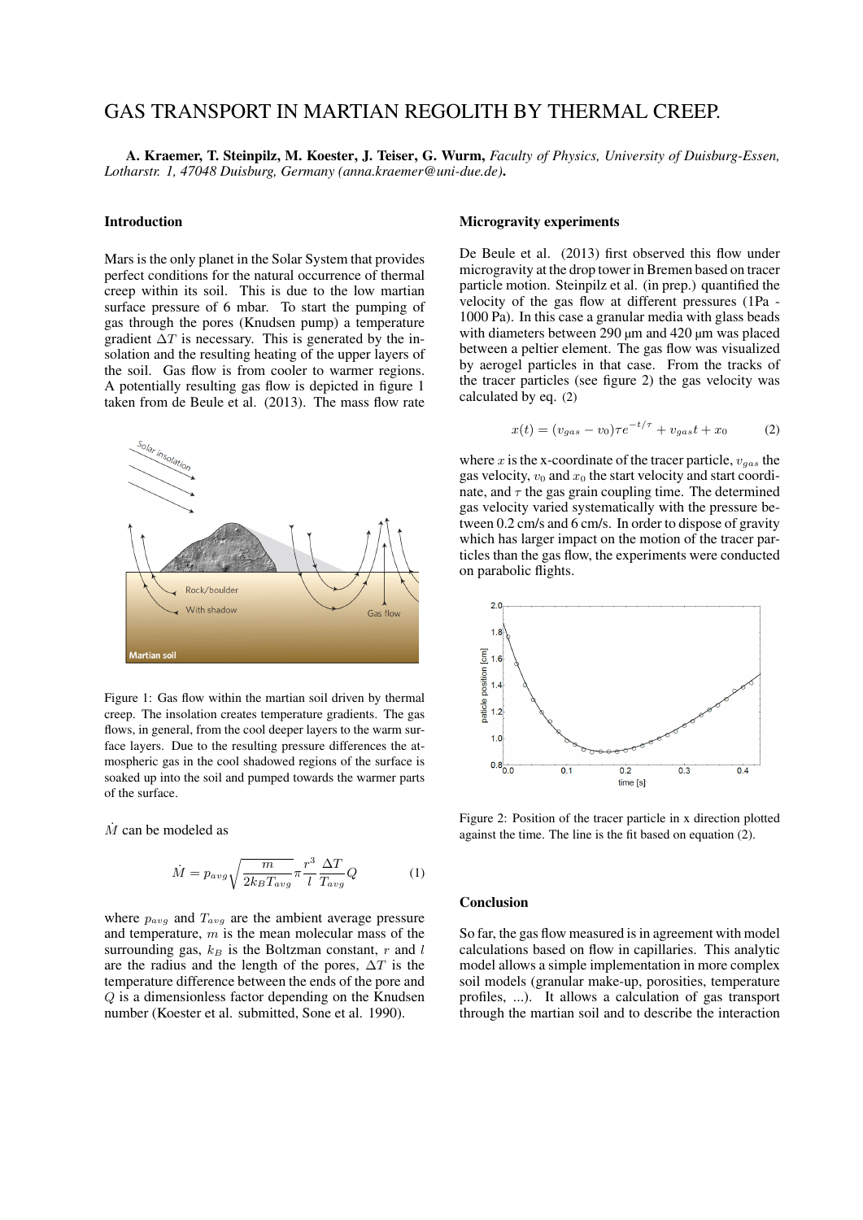# GAS TRANSPORT IN MARTIAN REGOLITH BY THERMAL CREEP.

**A. Kraemer, T. Steinpilz, M. Koester, J. Teiser, G. Wurm,** *Faculty of Physics, University of Duisburg-Essen, Lotharstr. 1, 47048 Duisburg, Germany (anna.kraemer@uni-due.de)***.**

## Introduction

Mars is the only planet in the Solar System that provides perfect conditions for the natural occurrence of thermal creep within its soil. This is due to the low martian surface pressure of 6 mbar. To start the pumping of gas through the pores (Knudsen pump) a temperature gradient $\Delta T$ is necessary. This is generated by the insolation and the resulting heating of the upper layers of the soil. Gas flow is from cooler to warmer regions. A potentially resulting gas flow is depicted in figure 1 taken from de Beule et al. (2013). The mass flow rate $\dot{M}$ can be modeled as

Figure 1: Gas flow within the martian soil driven by thermal creep. The insolation creates temperature gradients. The gas flows, in general, from the cool deeper layers to the warm surface layers. Due to the resulting pressure differences the atmospheric gas in the cool shadowed regions of the surface is soaked up into the soil and pumped towards the warmer parts of the surface.

$$\dot{M} = p_{avg}\sqrt{\frac{m}{2k_B T_{avg}}}\pi\frac{r^3}{l}\frac{\Delta T}{T_{avg}}Q \tag{1}$$

where $p_{avg}$ and $T_{avg}$ are the ambient average pressure and temperature, $m$ is the mean molecular mass of the surrounding gas, $k_B$ is the Boltzman constant, $r$ and $l$ are the radius and the length of the pores, $\Delta T$ is the temperature difference between the ends of the pore and $Q$ is a dimensionless factor depending on the Knudsen number (Koester et al. submitted, Sone et al. 1990).

## Microgravity experiments

De Beule et al. (2013) first observed this flow under microgravity at the drop tower in Bremen based on tracer particle motion. Steinpilz et al. (in prep.) quantified the velocity of the gas flow at different pressures (1Pa - 1000 Pa). In this case a granular media with glass beads with diameters between 290 µm and 420 µm was placed between a peltier element. The gas flow was visualized by aerogel particles in that case. From the tracks of the tracer particles (see figure 2) the gas velocity was calculated by eq. (2)

$$x(t) = (v_{gas} - v_0)\tau e^{-t/\tau} + v_{gas}t + x_0 \tag{2}$$

where $x$ is the x-coordinate of the tracer particle, $v_{gas}$ the gas velocity, $v_0$ and $x_0$ the start velocity and start coordinate, and $\tau$ the gas grain coupling time. The determined gas velocity varied systematically with the pressure between 0.2 cm/s and 6 cm/s. In order to dispose of gravity which has larger impact on the motion of the tracer particles than the gas flow, the experiments were conducted on parabolic flights.

Figure 2: Position of the tracer particle in x direction plotted against the time. The line is the fit based on equation (2).

## Conclusion

So far, the gas flow measured is in agreement with model calculations based on flow in capillaries. This analytic model allows a simple implementation in more complex soil models (granular make-up, porosities, temperature profiles, ...). It allows a calculation of gas transport through the martian soil and to describe the interaction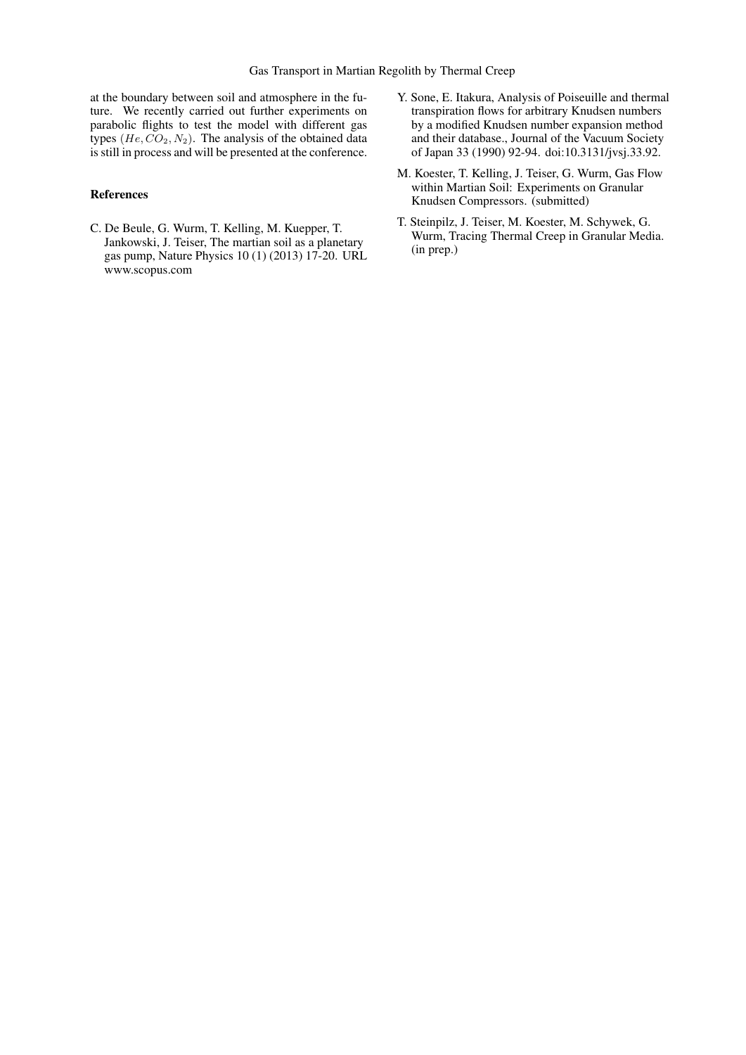at the boundary between soil and atmosphere in the future. We recently carried out further experiments on parabolic flights to test the model with different gas types ($He, CO_2, N_2$). The analysis of the obtained data is still in process and will be presented at the conference.

## References

C. De Beule, G. Wurm, T. Kelling, M. Kuepper, T. Jankowski, J. Teiser, The martian soil as a planetary gas pump, Nature Physics 10 (1) (2013) 17-20. URL www.scopus.com

Y. Sone, E. Itakura, Analysis of Poiseuille and thermal transpiration flows for arbitrary Knudsen numbers by a modified Knudsen number expansion method and their database., Journal of the Vacuum Society of Japan 33 (1990) 92-94. doi:10.3131/jvsj.33.92.

M. Koester, T. Kelling, J. Teiser, G. Wurm, Gas Flow within Martian Soil: Experiments on Granular Knudsen Compressors. (submitted)

T. Steinpilz, J. Teiser, M. Koester, M. Schywek, G. Wurm, Tracing Thermal Creep in Granular Media. (in prep.)